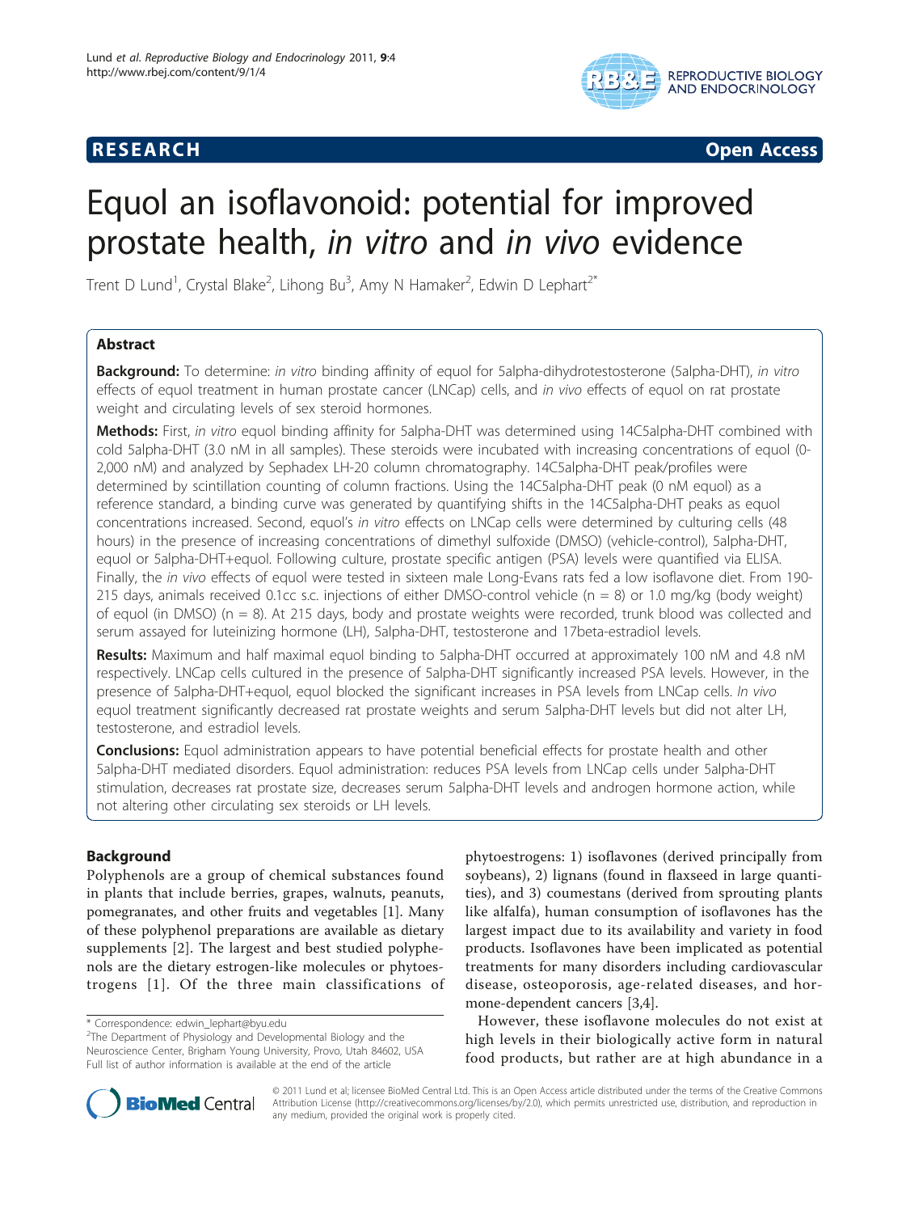**RESEARCH** **Open Access**

# Equol an isoflavonoid: potential for improved prostate health, *in vitro* and *in vivo* evidence

Trent D Lund[1], Crystal Blake[2], Lihong Bu[3], Amy N Hamaker[2], Edwin D Lephart[2*]

## Abstract

**Background:** To determine: *in vitro* binding affinity of equol for 5alpha-dihydrotestosterone (5alpha-DHT), *in vitro* effects of equol treatment in human prostate cancer (LNCap) cells, and *in vivo* effects of equol on rat prostate weight and circulating levels of sex steroid hormones.

**Methods:** First, *in vitro* equol binding affinity for 5alpha-DHT was determined using 14C5alpha-DHT combined with cold 5alpha-DHT (3.0 nM in all samples). These steroids were incubated with increasing concentrations of equol (0-2,000 nM) and analyzed by Sephadex LH-20 column chromatography. 14C5alpha-DHT peak/profiles were determined by scintillation counting of column fractions. Using the 14C5alpha-DHT peak (0 nM equol) as a reference standard, a binding curve was generated by quantifying shifts in the 14C5alpha-DHT peaks as equol concentrations increased. Second, equol's *in vitro* effects on LNCap cells were determined by culturing cells (48 hours) in the presence of increasing concentrations of dimethyl sulfoxide (DMSO) (vehicle-control), 5alpha-DHT, equol or 5alpha-DHT+equol. Following culture, prostate specific antigen (PSA) levels were quantified via ELISA. Finally, the *in vivo* effects of equol were tested in sixteen male Long-Evans rats fed a low isoflavone diet. From 190-215 days, animals received 0.1cc s.c. injections of either DMSO-control vehicle (n = 8) or 1.0 mg/kg (body weight) of equol (in DMSO) (n = 8). At 215 days, body and prostate weights were recorded, trunk blood was collected and serum assayed for luteinizing hormone (LH), 5alpha-DHT, testosterone and 17beta-estradiol levels.

**Results:** Maximum and half maximal equol binding to 5alpha-DHT occurred at approximately 100 nM and 4.8 nM respectively. LNCap cells cultured in the presence of 5alpha-DHT significantly increased PSA levels. However, in the presence of 5alpha-DHT+equol, equol blocked the significant increases in PSA levels from LNCap cells. *In vivo* equol treatment significantly decreased rat prostate weights and serum 5alpha-DHT levels but did not alter LH, testosterone, and estradiol levels.

**Conclusions:** Equol administration appears to have potential beneficial effects for prostate health and other 5alpha-DHT mediated disorders. Equol administration: reduces PSA levels from LNCap cells under 5alpha-DHT stimulation, decreases rat prostate size, decreases serum 5alpha-DHT levels and androgen hormone action, while not altering other circulating sex steroids or LH levels.

## Background

Polyphenols are a group of chemical substances found in plants that include berries, grapes, walnuts, peanuts, pomegranates, and other fruits and vegetables [1]. Many of these polyphenol preparations are available as dietary supplements [2]. The largest and best studied polyphenols are the dietary estrogen-like molecules or phytoestrogens [1]. Of the three main classifications of phytoestrogens: 1) isoflavones (derived principally from soybeans), 2) lignans (found in flaxseed in large quantities), and 3) coumestans (derived from sprouting plants like alfalfa), human consumption of isoflavones has the largest impact due to its availability and variety in food products. Isoflavones have been implicated as potential treatments for many disorders including cardiovascular disease, osteoporosis, age-related diseases, and hormone-dependent cancers [3,4].

However, these isoflavone molecules do not exist at high levels in their biologically active form in natural food products, but rather are at high abundance in a

\* Correspondence: edwin_lephart@byu.edu
[2]The Department of Physiology and Developmental Biology and the Neuroscience Center, Brigham Young University, Provo, Utah 84602, USA
Full list of author information is available at the end of the article

© 2011 Lund et al; licensee BioMed Central Ltd. This is an Open Access article distributed under the terms of the Creative Commons Attribution License (http://creativecommons.org/licenses/by/2.0), which permits unrestricted use, distribution, and reproduction in any medium, provided the original work is properly cited.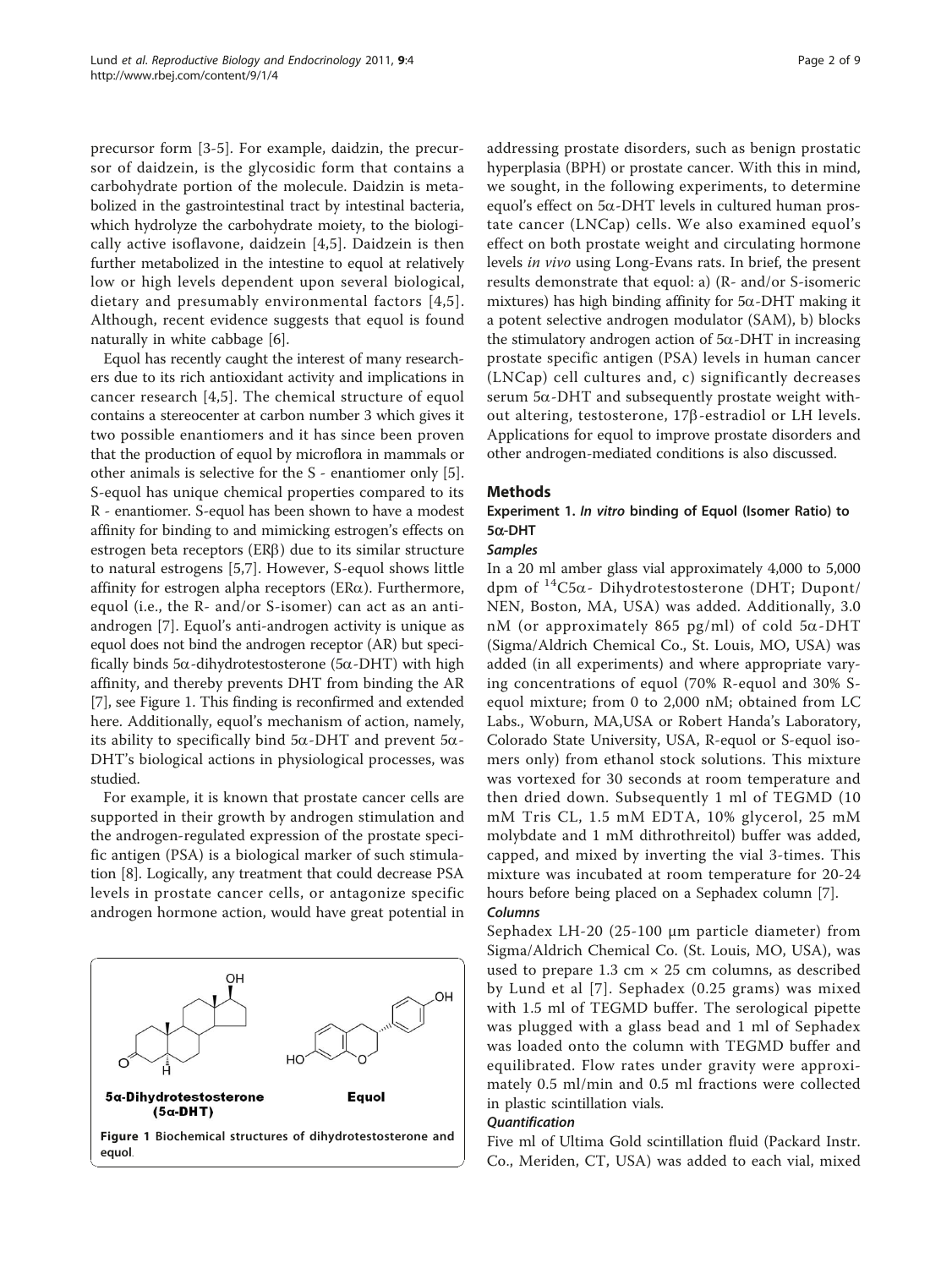precursor form [3-5]. For example, daidzin, the precursor of daidzein, is the glycosidic form that contains a carbohydrate portion of the molecule. Daidzin is metabolized in the gastrointestinal tract by intestinal bacteria, which hydrolyze the carbohydrate moiety, to the biologically active isoflavone, daidzein [4,5]. Daidzein is then further metabolized in the intestine to equol at relatively low or high levels dependent upon several biological, dietary and presumably environmental factors [4,5]. Although, recent evidence suggests that equol is found naturally in white cabbage [6].

Equol has recently caught the interest of many researchers due to its rich antioxidant activity and implications in cancer research [4,5]. The chemical structure of equol contains a stereocenter at carbon number 3 which gives it two possible enantiomers and it has since been proven that the production of equol by microflora in mammals or other animals is selective for the S - enantiomer only [5]. S-equol has unique chemical properties compared to its R - enantiomer. S-equol has been shown to have a modest affinity for binding to and mimicking estrogen's effects on estrogen beta receptors (ERβ) due to its similar structure to natural estrogens [5,7]. However, S-equol shows little affinity for estrogen alpha receptors (ERα). Furthermore, equol (i.e., the R- and/or S-isomer) can act as an anti-androgen [7]. Equol's anti-androgen activity is unique as equol does not bind the androgen receptor (AR) but specifically binds 5α-dihydrotestosterone (5α-DHT) with high affinity, and thereby prevents DHT from binding the AR [7], see Figure 1. This finding is reconfirmed and extended here. Additionally, equol's mechanism of action, namely, its ability to specifically bind 5α-DHT and prevent 5α-DHT's biological actions in physiological processes, was studied.

For example, it is known that prostate cancer cells are supported in their growth by androgen stimulation and the androgen-regulated expression of the prostate specific antigen (PSA) is a biological marker of such stimulation [8]. Logically, any treatment that could decrease PSA levels in prostate cancer cells, or antagonize specific androgen hormone action, would have great potential in addressing prostate disorders, such as benign prostatic hyperplasia (BPH) or prostate cancer. With this in mind, we sought, in the following experiments, to determine equol's effect on 5α-DHT levels in cultured human prostate cancer (LNCap) cells. We also examined equol's effect on both prostate weight and circulating hormone levels *in vivo* using Long-Evans rats. In brief, the present results demonstrate that equol: a) (R- and/or S-isomeric mixtures) has high binding affinity for 5α-DHT making it a potent selective androgen modulator (SAM), b) blocks the stimulatory androgen action of 5α-DHT in increasing prostate specific antigen (PSA) levels in human cancer (LNCap) cell cultures and, c) significantly decreases serum 5α-DHT and subsequently prostate weight without altering, testosterone, 17β-estradiol or LH levels. Applications for equol to improve prostate disorders and other androgen-mediated conditions is also discussed.

**5α-Dihydrotestosterone (5α-DHT)** **Equol**

Figure 1 Biochemical structures of dihydrotestosterone and equol.

## Methods

### Experiment 1. *In vitro* binding of Equol (Isomer Ratio) to 5α-DHT

#### *Samples*

In a 20 ml amber glass vial approximately 4,000 to 5,000 dpm of $^{14}$C5α- Dihydrotestosterone (DHT; Dupont/NEN, Boston, MA, USA) was added. Additionally, 3.0 nM (or approximately 865 pg/ml) of cold 5α-DHT (Sigma/Aldrich Chemical Co., St. Louis, MO, USA) was added (in all experiments) and where appropriate varying concentrations of equol (70% R-equol and 30% S-equol mixture; from 0 to 2,000 nM; obtained from LC Labs., Woburn, MA,USA or Robert Handa's Laboratory, Colorado State University, USA, R-equol or S-equol isomers only) from ethanol stock solutions. This mixture was vortexed for 30 seconds at room temperature and then dried down. Subsequently 1 ml of TEGMD (10 mM Tris CL, 1.5 mM EDTA, 10% glycerol, 25 mM molybdate and 1 mM dithrothreitol) buffer was added, capped, and mixed by inverting the vial 3-times. This mixture was incubated at room temperature for 20-24 hours before being placed on a Sephadex column [7].

#### *Columns*

Sephadex LH-20 (25-100 μm particle diameter) from Sigma/Aldrich Chemical Co. (St. Louis, MO, USA), was used to prepare 1.3 cm × 25 cm columns, as described by Lund et al [7]. Sephadex (0.25 grams) was mixed with 1.5 ml of TEGMD buffer. The serological pipette was plugged with a glass bead and 1 ml of Sephadex was loaded onto the column with TEGMD buffer and equilibrated. Flow rates under gravity were approximately 0.5 ml/min and 0.5 ml fractions were collected in plastic scintillation vials.

#### *Quantification*

Five ml of Ultima Gold scintillation fluid (Packard Instr. Co., Meriden, CT, USA) was added to each vial, mixed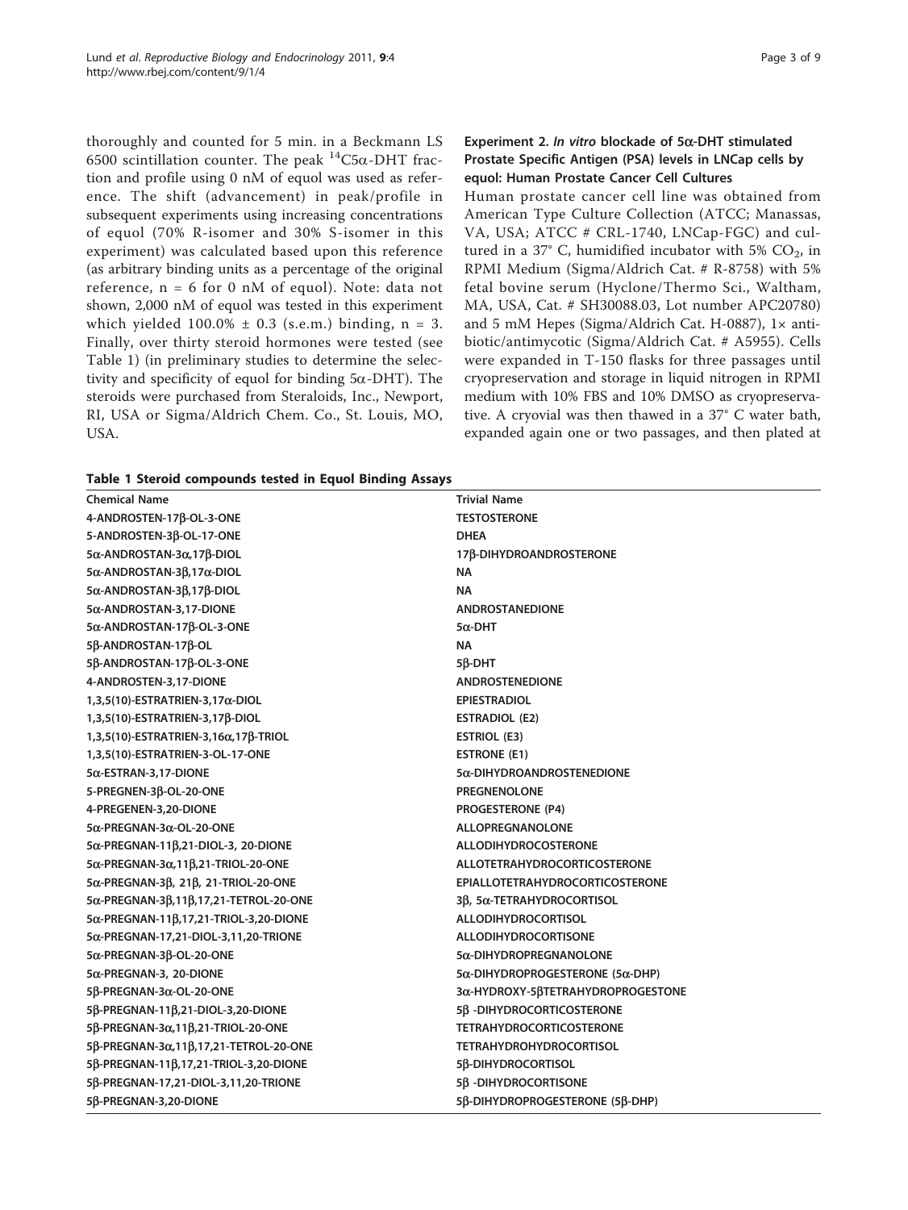thoroughly and counted for 5 min. in a Beckmann LS 6500 scintillation counter. The peak $^{14}$C5α-DHT fraction and profile using 0 nM of equol was used as reference. The shift (advancement) in peak/profile in subsequent experiments using increasing concentrations of equol (70% R-isomer and 30% S-isomer in this experiment) was calculated based upon this reference (as arbitrary binding units as a percentage of the original reference, n = 6 for 0 nM of equol). Note: data not shown, 2,000 nM of equol was tested in this experiment which yielded 100.0% ± 0.3 (s.e.m.) binding, n = 3. Finally, over thirty steroid hormones were tested (see Table 1) (in preliminary studies to determine the selectivity and specificity of equol for binding 5α-DHT). The steroids were purchased from Steraloids, Inc., Newport, RI, USA or Sigma/Aldrich Chem. Co., St. Louis, MO, USA.

### Experiment 2. *In vitro* blockade of 5α-DHT stimulated Prostate Specific Antigen (PSA) levels in LNCap cells by equol: Human Prostate Cancer Cell Cultures

Human prostate cancer cell line was obtained from American Type Culture Collection (ATCC; Manassas, VA, USA; ATCC # CRL-1740, LNCap-FGC) and cultured in a 37° C, humidified incubator with 5% $CO_2$, in RPMI Medium (Sigma/Aldrich Cat. # R-8758) with 5% fetal bovine serum (Hyclone/Thermo Sci., Waltham, MA, USA, Cat. # SH30088.03, Lot number APC20780) and 5 mM Hepes (Sigma/Aldrich Cat. H-0887), 1× antibiotic/antimycotic (Sigma/Aldrich Cat. # A5955). Cells were expanded in T-150 flasks for three passages until cryopreservation and storage in liquid nitrogen in RPMI medium with 10% FBS and 10% DMSO as cryopreservative. A cryovial was then thawed in a 37° C water bath, expanded again one or two passages, and then plated at

**Table 1 Steroid compounds tested in Equol Binding Assays**

| Chemical Name | Trivial Name |
|---|---|
| 4-ANDROSTEN-17β-OL-3-ONE | TESTOSTERONE |
| 5-ANDROSTEN-3β-OL-17-ONE | DHEA |
| 5α-ANDROSTAN-3α,17β-DIOL | 17β-DIHYDROANDROSTERONE |
| 5α-ANDROSTAN-3β,17α-DIOL | NA |
| 5α-ANDROSTAN-3β,17β-DIOL | NA |
| 5α-ANDROSTAN-3,17-DIONE | ANDROSTANEDIONE |
| 5α-ANDROSTAN-17β-OL-3-ONE | 5α-DHT |
| 5β-ANDROSTAN-17β-OL | NA |
| 5β-ANDROSTAN-17β-OL-3-ONE | 5β-DHT |
| 4-ANDROSTEN-3,17-DIONE | ANDROSTENEDIONE |
| 1,3,5(10)-ESTRATRIEN-3,17α-DIOL | EPIESTRADIOL |
| 1,3,5(10)-ESTRATRIEN-3,17β-DIOL | ESTRADIOL (E2) |
| 1,3,5(10)-ESTRATRIEN-3,16α,17β-TRIOL | ESTRIOL (E3) |
| 1,3,5(10)-ESTRATRIEN-3-OL-17-ONE | ESTRONE (E1) |
| 5α-ESTRAN-3,17-DIONE | 5α-DIHYDROANDROSTENEDIONE |
| 5-PREGNEN-3β-OL-20-ONE | PREGNENOLONE |
| 4-PREGENEN-3,20-DIONE | PROGESTERONE (P4) |
| 5α-PREGNAN-3α-OL-20-ONE | ALLOPREGNANOLONE |
| 5α-PREGNAN-11β,21-DIOL-3, 20-DIONE | ALLODIHYDROCOSTERONE |
| 5α-PREGNAN-3α,11β,21-TRIOL-20-ONE | ALLOTETRAHYDROCORTICOSTERONE |
| 5α-PREGNAN-3β, 21β, 21-TRIOL-20-ONE | EPIALLOTETRAHYDROCORTICOSTERONE |
| 5α-PREGNAN-3β,11β,17,21-TETROL-20-ONE | 3β, 5α-TETRAHYDROCORTISOL |
| 5α-PREGNAN-11β,17,21-TRIOL-3,20-DIONE | ALLODIHYDROCORTISOL |
| 5α-PREGNAN-17,21-DIOL-3,11,20-TRIONE | ALLODIHYDROCORTISONE |
| 5α-PREGNAN-3β-OL-20-ONE | 5α-DIHYDROPREGNANOLONE |
| 5α-PREGNAN-3, 20-DIONE | 5α-DIHYDROPROGESTERONE (5α-DHP) |
| 5β-PREGNAN-3α-OL-20-ONE | 3α-HYDROXY-5βTETRAHYDROPROGESTONE |
| 5β-PREGNAN-11β,21-DIOL-3,20-DIONE | 5β -DIHYDROCORTICOSTERONE |
| 5β-PREGNAN-3α,11β,21-TRIOL-20-ONE | TETRAHYDROCORTICOSTERONE |
| 5β-PREGNAN-3α,11β,17,21-TETROL-20-ONE | TETRAHYDROHYDROCORTISOL |
| 5β-PREGNAN-11β,17,21-TRIOL-3,20-DIONE | 5β-DIHYDROCORTISOL |
| 5β-PREGNAN-17,21-DIOL-3,11,20-TRIONE | 5β -DIHYDROCORTISONE |
| 5β-PREGNAN-3,20-DIONE | 5β-DIHYDROPROGESTERONE (5β-DHP) |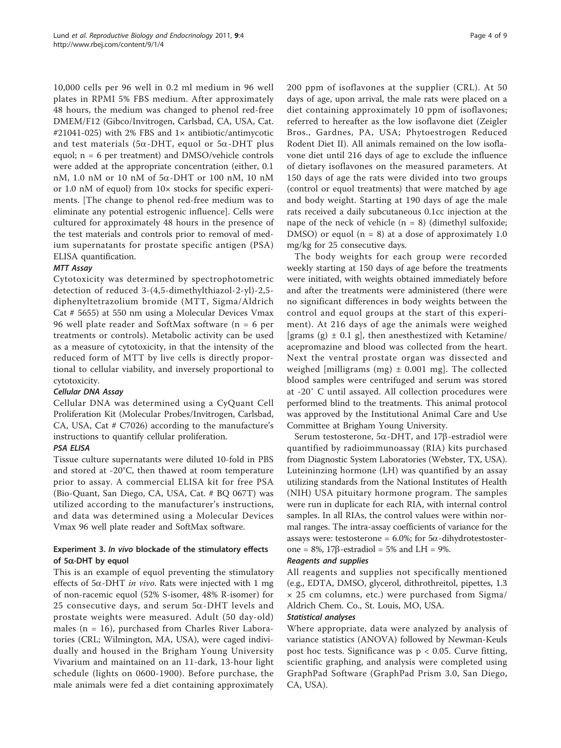10,000 cells per 96 well in 0.2 ml medium in 96 well plates in RPMI 5% FBS medium. After approximately 48 hours, the medium was changed to phenol red-free DMEM/F12 (Gibco/Invitrogen, Carlsbad, CA, USA, Cat. #21041-025) with 2% FBS and 1× antibiotic/antimycotic and test materials (5α-DHT, equol or 5α-DHT plus equol; n = 6 per treatment) and DMSO/vehicle controls were added at the appropriate concentration (either, 0.1 nM, 1.0 nM or 10 nM of 5α-DHT or 100 nM, 10 nM or 1.0 nM of equol) from 10× stocks for specific experiments. [The change to phenol red-free medium was to eliminate any potential estrogenic influence]. Cells were cultured for approximately 48 hours in the presence of the test materials and controls prior to removal of medium supernatants for prostate specific antigen (PSA) ELISA quantification.

#### *MTT Assay*

Cytotoxicity was determined by spectrophotometric detection of reduced 3-(4,5-dimethylthiazol-2-yl)-2,5-diphenyltetrazolium bromide (MTT, Sigma/Aldrich Cat # 5655) at 550 nm using a Molecular Devices Vmax 96 well plate reader and SoftMax software (n = 6 per treatments or controls). Metabolic activity can be used as a measure of cytotoxicity, in that the intensity of the reduced form of MTT by live cells is directly proportional to cellular viability, and inversely proportional to cytotoxicity.

#### *Cellular DNA Assay*

Cellular DNA was determined using a CyQuant Cell Proliferation Kit (Molecular Probes/Invitrogen, Carlsbad, CA, USA, Cat # C7026) according to the manufacture's instructions to quantify cellular proliferation.

#### *PSA ELISA*

Tissue culture supernatants were diluted 10-fold in PBS and stored at -20°C, then thawed at room temperature prior to assay. A commercial ELISA kit for free PSA (Bio-Quant, San Diego, CA, USA, Cat. # BQ 067T) was utilized according to the manufacturer's instructions, and data was determined using a Molecular Devices Vmax 96 well plate reader and SoftMax software.

### Experiment 3. *In vivo* blockade of the stimulatory effects of 5α-DHT by equol

This is an example of equol preventing the stimulatory effects of 5α-DHT *in vivo*. Rats were injected with 1 mg of non-racemic equol (52% S-isomer, 48% R-isomer) for 25 consecutive days, and serum 5α-DHT levels and prostate weights were measured. Adult (50 day-old) males (n = 16), purchased from Charles River Laboratories (CRL; Wilmington, MA, USA), were caged individually and housed in the Brigham Young University Vivarium and maintained on an 11-dark, 13-hour light schedule (lights on 0600-1900). Before purchase, the male animals were fed a diet containing approximately 200 ppm of isoflavones at the supplier (CRL). At 50 days of age, upon arrival, the male rats were placed on a diet containing approximately 10 ppm of isoflavones; referred to hereafter as the low isoflavone diet (Zeigler Bros., Gardnes, PA, USA; Phytoestrogen Reduced Rodent Diet II). All animals remained on the low isoflavone diet until 216 days of age to exclude the influence of dietary isoflavones on the measured parameters. At 150 days of age the rats were divided into two groups (control or equol treatments) that were matched by age and body weight. Starting at 190 days of age the male rats received a daily subcutaneous 0.1cc injection at the nape of the neck of vehicle (n = 8) (dimethyl sulfoxide; DMSO) or equol (n = 8) at a dose of approximately 1.0 mg/kg for 25 consecutive days.

The body weights for each group were recorded weekly starting at 150 days of age before the treatments were initiated, with weights obtained immediately before and after the treatments were administered (there were no significant differences in body weights between the control and equol groups at the start of this experiment). At 216 days of age the animals were weighed [grams (g) ± 0.1 g], then anesthestized with Ketamine/acepromazine and blood was collected from the heart. Next the ventral prostate organ was dissected and weighed [milligrams (mg) ± 0.001 mg]. The collected blood samples were centrifuged and serum was stored at -20° C until assayed. All collection procedures were performed blind to the treatments. This animal protocol was approved by the Institutional Animal Care and Use Committee at Brigham Young University.

Serum testosterone, 5α-DHT, and 17β-estradiol were quantified by radioimmunoassay (RIA) kits purchased from Diagnostic System Laboratories (Webster, TX, USA). Luteininzing hormone (LH) was quantified by an assay utilizing standards from the National Institutes of Health (NIH) USA pituitary hormone program. The samples were run in duplicate for each RIA, with internal control samples. In all RIAs, the control values were within normal ranges. The intra-assay coefficients of variance for the assays were: testosterone = 6.0%; for 5α-dihydrotestosterone = 8%, 17β-estradiol = 5% and LH = 9%.

#### *Reagents and supplies*

All reagents and supplies not specifically mentioned (e.g., EDTA, DMSO, glycerol, dithrothreitol, pipettes, 1.3 × 25 cm columns, etc.) were purchased from Sigma/Aldrich Chem. Co., St. Louis, MO, USA.

#### *Statistical analyses*

Where appropriate, data were analyzed by analysis of variance statistics (ANOVA) followed by Newman-Keuls post hoc tests. Significance was $p < 0.05$. Curve fitting, scientific graphing, and analysis were completed using GraphPad Software (GraphPad Prism 3.0, San Diego, CA, USA).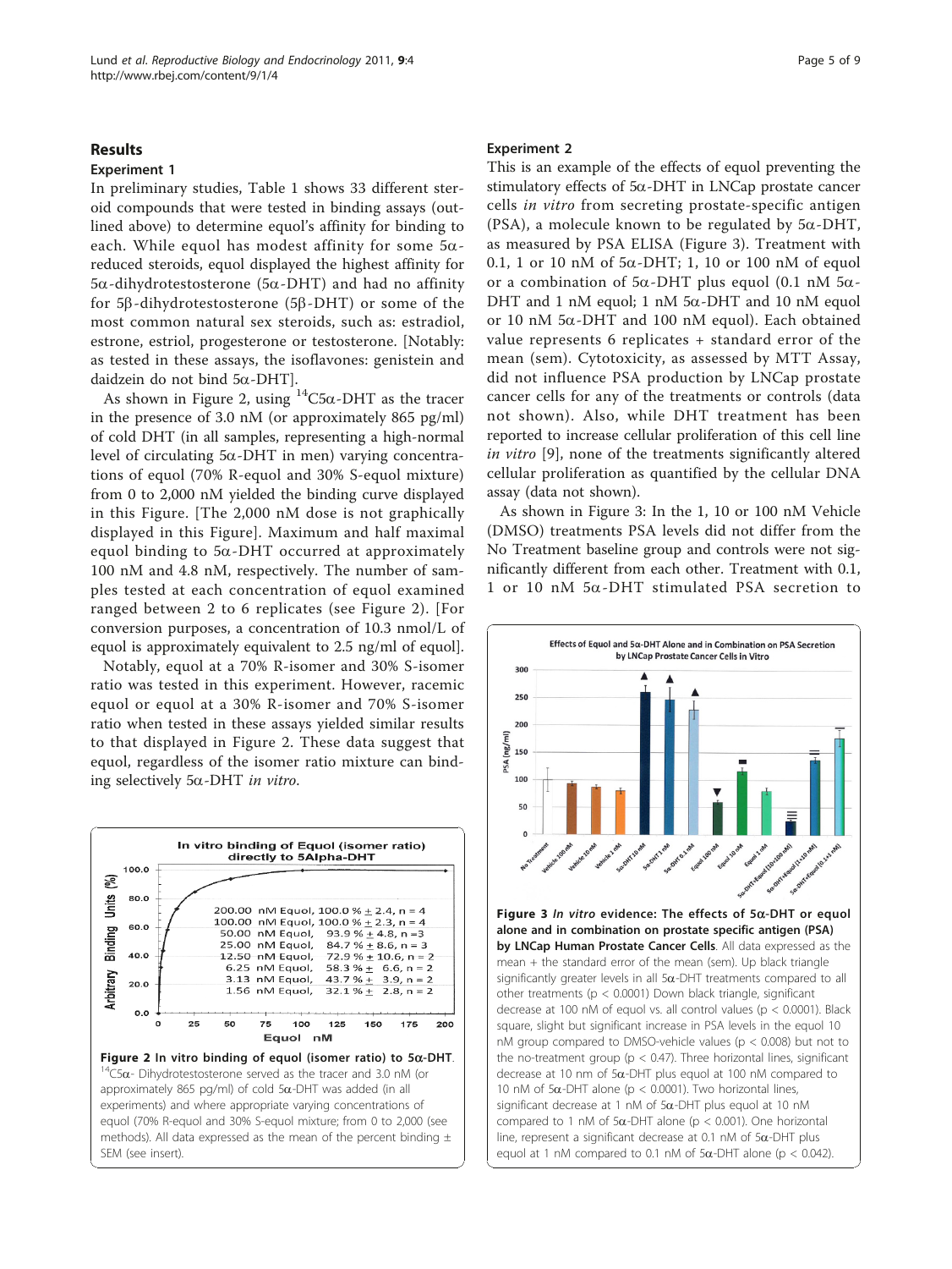## Results

### Experiment 1

In preliminary studies, Table 1 shows 33 different steroid compounds that were tested in binding assays (outlined above) to determine equol's affinity for binding to each. While equol has modest affinity for some 5α-reduced steroids, equol displayed the highest affinity for 5α-dihydrodestrotestosterone (5α-DHT) and had no affinity for 5β-dihydrotestosterone (5β-DHT) or some of the most common natural sex steroids, such as: estradiol, estrone, estriol, progesterone or testosterone. [Notably: as tested in these assays, the isoflavones: genistein and daidzein do not bind 5α-DHT].

As shown in Figure 2, using $^{14}$C5α-DHT as the tracer in the presence of 3.0 nM (or approximately 865 pg/ml) of cold DHT (in all samples, representing a high-normal level of circulating 5α-DHT in men) varying concentrations of equol (70% R-equol and 30% S-equol mixture) from 0 to 2,000 nM yielded the binding curve displayed in this Figure. [The 2,000 nM dose is not graphically displayed in this Figure]. Maximum and half maximal equol binding to 5α-DHT occurred at approximately 100 nM and 4.8 nM, respectively. The number of samples tested at each concentration of equol examined ranged between 2 to 6 replicates (see Figure 2). [For conversion purposes, a concentration of 10.3 nmol/L of equol is approximately equivalent to 2.5 ng/ml of equol].

Notably, equol at a 70% R-isomer and 30% S-isomer ratio was tested in this experiment. However, racemic equol or equol at a 30% R-isomer and 70% S-isomer ratio when tested in these assays yielded similar results to that displayed in Figure 2. These data suggest that equol, regardless of the isomer ratio mixture can bind-ing selectively 5α-DHT *in vitro*.

**Figure 2 In vitro binding of equol (isomer ratio) to 5α-DHT.** $^{14}$C5α- Dihydrotestosterone served as the tracer and 3.0 nM (or approximately 865 pg/ml) of cold 5α-DHT was added (in all experiments) and where appropriate varying concentrations of equol (70% R-equol and 30% S-equol mixture; from 0 to 2,000 (see methods). All data expressed as the mean of the percent binding ± SEM (see insert).

### Experiment 2

This is an example of the effects of equol preventing the stimulatory effects of 5α-DHT in LNCap prostate cancer cells *in vitro* from secreting prostate-specific antigen (PSA), a molecule known to be regulated by 5α-DHT, as measured by PSA ELISA (Figure 3). Treatment with 0.1, 1 or 10 nM of 5α-DHT; 1, 10 or 100 nM of equol or a combination of 5α-DHT plus equol (0.1 nM 5α-DHT and 1 nM equol; 1 nM 5α-DHT and 10 nM equol or 10 nM 5α-DHT and 100 nM equol). Each obtained value represents 6 replicates + standard error of the mean (sem). Cytotoxicity, as assessed by MTT Assay, did not influence PSA production by LNCap prostate cancer cells for any of the treatments or controls (data not shown). Also, while DHT treatment has been reported to increase cellular proliferation of this cell line *in vitro* [9], none of the treatments significantly altered cellular proliferation as quantified by the cellular DNA assay (data not shown).

As shown in Figure 3: In the 1, 10 or 100 nM Vehicle (DMSO) treatments PSA levels did not differ from the No Treatment baseline group and controls were not significantly different from each other. Treatment with 0.1, 1 or 10 nM 5α-DHT stimulated PSA secretion to

**Figure 3** ***In vitro*** **evidence: The effects of 5α-DHT or equol alone and in combination on prostate specific antigen (PSA) by LNCap Human Prostate Cancer Cells.** All data expressed as the mean + the standard error of the mean (sem). Up black triangle significantly greater levels in all 5α-DHT treatments compared to all other treatments ($p < 0.0001$) Down black triangle, significant decrease at 100 nM of equol vs. all control values ($p < 0.0001$). Black square, slight but significant increase in PSA levels in the equol 10 nM group compared to DMSO-vehicle values ($p < 0.008$) but not to the no-treatment group ($p < 0.47$). Three horizontal lines, significant decrease at 10 nm of 5α-DHT plus equol at 100 nM compared to 10 nM of 5α-DHT alone ($p < 0.0001$). Two horizontal lines, significant decrease at 1 nM of 5α-DHT plus equol at 10 nM compared to 1 nM of 5α-DHT alone ($p < 0.001$). One horizontal line, represent a significant decrease at 0.1 nM of 5α-DHT plus equol at 1 nM compared to 0.1 nM of 5α-DHT alone ($p < 0.042$).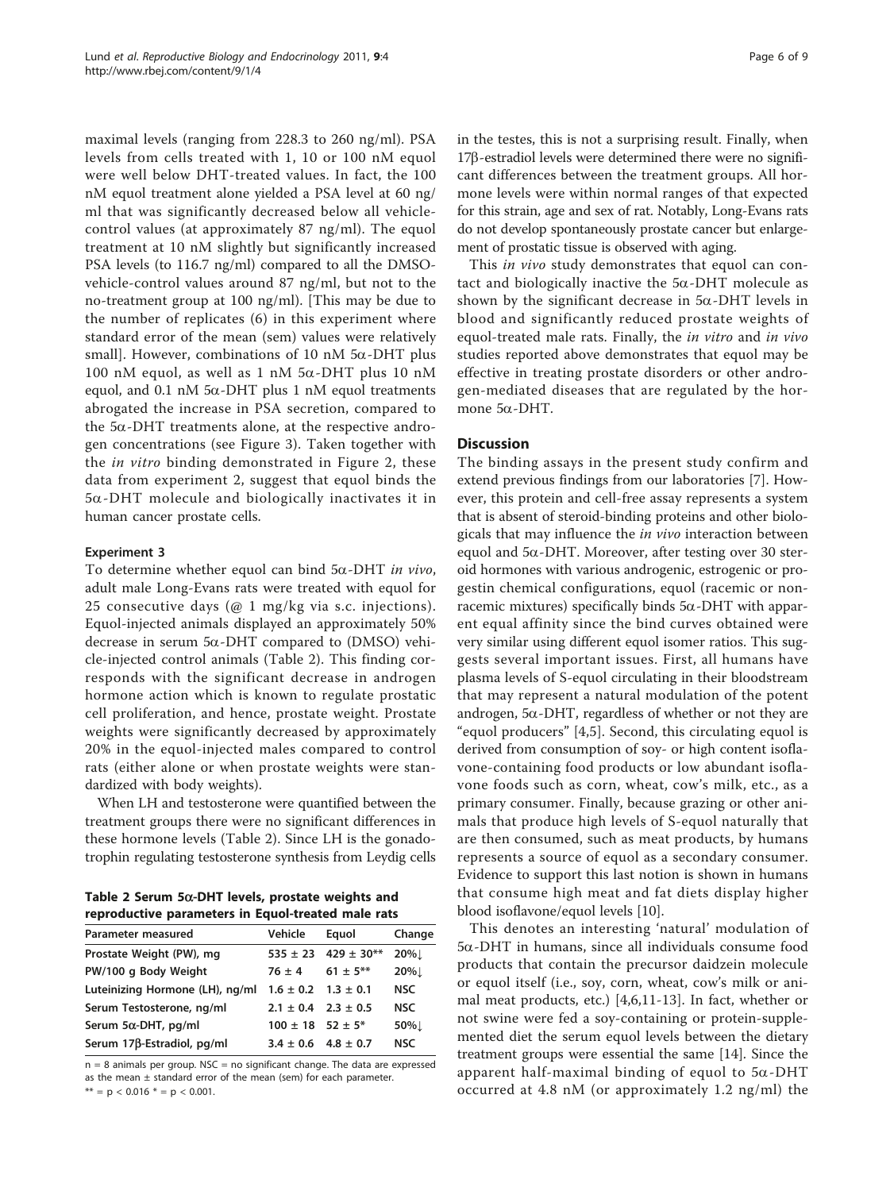maximal levels (ranging from 228.3 to 260 ng/ml). PSA levels from cells treated with 1, 10 or 100 nM equol were well below DHT-treated values. In fact, the 100 nM equol treatment alone yielded a PSA level at 60 ng/ml that was significantly decreased below all vehicle-control values (at approximately 87 ng/ml). The equol treatment at 10 nM slightly but significantly increased PSA levels (to 116.7 ng/ml) compared to all the DMSO-vehicle-control values around 87 ng/ml, but not to the no-treatment group at 100 ng/ml). [This may be due to the number of replicates (6) in this experiment where standard error of the mean (sem) values were relatively small]. However, combinations of 10 nM 5α-DHT plus 100 nM equol, as well as 1 nM 5α-DHT plus 10 nM equol, and 0.1 nM 5α-DHT plus 1 nM equol treatments abrogated the increase in PSA secretion, compared to the 5α-DHT treatments alone, at the respective androgen concentrations (see Figure 3). Taken together with the *in vitro* binding demonstrated in Figure 2, these data from experiment 2, suggest that equol binds the 5α-DHT molecule and biologically inactivates it in human cancer prostate cells.

### Experiment 3

To determine whether equol can bind 5α-DHT *in vivo*, adult male Long-Evans rats were treated with equol for 25 consecutive days (@ 1 mg/kg via s.c. injections). Equol-injected animals displayed an approximately 50% decrease in serum 5α-DHT compared to (DMSO) vehicle-injected control animals (Table 2). This finding corresponds with the significant decrease in androgen hormone action which is known to regulate prostatic cell proliferation, and hence, prostate weight. Prostate weights were significantly decreased by approximately 20% in the equol-injected males compared to control rats (either alone or when prostate weights were standardized with body weights).

When LH and testosterone were quantified between the treatment groups there were no significant differences in these hormone levels (Table 2). Since LH is the gonadotrophin regulating testosterone synthesis from Leydig cells in the testes, this is not a surprising result. Finally, when 17β-estradiol levels were determined there were no significant differences between the treatment groups. All hormone levels were within normal ranges of that expected for this strain, age and sex of rat. Notably, Long-Evans rats do not develop spontaneously prostate cancer but enlargement of prostatic tissue is observed with aging.

**Table 2 Serum 5α-DHT levels, prostate weights and reproductive parameters in Equol-treated male rats**

| Parameter measured | Vehicle | Equol | Change |
|---|---|---|---|
| Prostate Weight (PW), mg | 535 ± 23 | 429 ± 30** | 20%↓ |
| PW/100 g Body Weight | 76 ± 4 | 61 ± 5** | 20%↓ |
| Luteinizing Hormone (LH), ng/ml | 1.6 ± 0.2 | 1.3 ± 0.1 | NSC |
| Serum Testosterone, ng/ml | 2.1 ± 0.4 | 2.3 ± 0.5 | NSC |
| Serum 5α-DHT, pg/ml | 100 ± 18 | 52 ± 5* | 50%↓ |
| Serum 17β-Estradiol, pg/ml | 3.4 ± 0.6 | 4.8 ± 0.7 | NSC |

n = 8 animals per group. NSC = no significant change. The data are expressed as the mean ± standard error of the mean (sem) for each parameter.
** = $p < 0.016$ * = $p < 0.001$.

This *in vivo* study demonstrates that equol can contact and biologically inactive the 5α-DHT molecule as shown by the significant decrease in 5α-DHT levels in blood and significantly reduced prostate weights of equol-treated male rats. Finally, the *in vitro* and *in vivo* studies reported above demonstrates that equol may be effective in treating prostate disorders or other androgen-mediated diseases that are regulated by the hormone 5α-DHT.

## Discussion

The binding assays in the present study confirm and extend previous findings from our laboratories [7]. However, this protein and cell-free assay represents a system that is absent of steroid-binding proteins and other biologicals that may influence the *in vivo* interaction between equol and 5α-DHT. Moreover, after testing over 30 steroid hormones with various androgenic, estrogenic or progestin chemical configurations, equol (racemic or non-racemic mixtures) specifically binds 5α-DHT with apparent equal affinity since the bind curves obtained were very similar using different equol isomer ratios. This suggests several important issues. First, all humans have plasma levels of S-equol circulating in their bloodstream that may represent a natural modulation of the potent androgen, 5α-DHT, regardless of whether or not they are "equol producers" [4,5]. Second, this circulating equol is derived from consumption of soy- or high content isoflavone-containing food products or low abundant isoflavone foods such as corn, wheat, cow's milk, etc., as a primary consumer. Finally, because grazing or other animals that produce high levels of S-equol naturally that are then consumed, such as meat products, by humans represents a source of equol as a secondary consumer. Evidence to support this last notion is shown in humans that consume high meat and fat diets display higher blood isoflavone/equol levels [10].

This denotes an interesting 'natural' modulation of 5α-DHT in humans, since all individuals consume food products that contain the precursor daidzein molecule or equol itself (i.e., soy, corn, wheat, cow's milk or animal meat products, etc.) [4,6,11-13]. In fact, whether or not swine were fed a soy-containing or protein-supplemented diet the serum equol levels between the dietary treatment groups were essential the same [14]. Since the apparent half-maximal binding of equol to 5α-DHT occurred at 4.8 nM (or approximately 1.2 ng/ml) the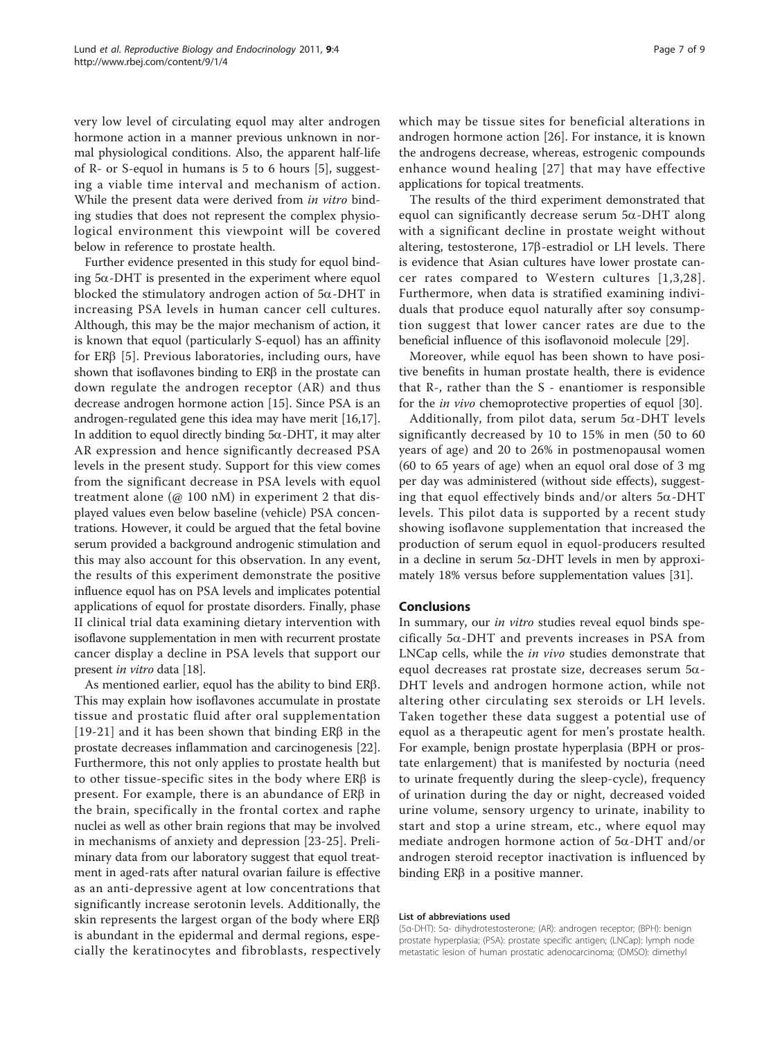very low level of circulating equol may alter androgen hormone action in a manner previous unknown in normal physiological conditions. Also, the apparent half-life of R- or S-equol in humans is 5 to 6 hours [5], suggesting a viable time interval and mechanism of action. While the present data were derived from *in vitro* binding studies that does not represent the complex physiological environment this viewpoint will be covered below in reference to prostate health.

Further evidence presented in this study for equol binding 5α-DHT is presented in the experiment where equol blocked the stimulatory androgen action of 5α-DHT in increasing PSA levels in human cancer cell cultures. Although, this may be the major mechanism of action, it is known that equol (particularly S-equol) has an affinity for ERβ [5]. Previous laboratories, including ours, have shown that isoflavones binding to ERβ in the prostate can down regulate the androgen receptor (AR) and thus decrease androgen hormone action [15]. Since PSA is an androgen-regulated gene this idea may have merit [16,17]. In addition to equol directly binding 5α-DHT, it may alter AR expression and hence significantly decreased PSA levels in the present study. Support for this view comes from the significant decrease in PSA levels with equol treatment alone (@ 100 nM) in experiment 2 that displayed values even below baseline (vehicle) PSA concentrations. However, it could be argued that the fetal bovine serum provided a background androgenic stimulation and this may also account for this observation. In any event, the results of this experiment demonstrate the positive influence equol has on PSA levels and implicates potential applications of equol for prostate disorders. Finally, phase II clinical trial data examining dietary intervention with isoflavone supplementation in men with recurrent prostate cancer display a decline in PSA levels that support our present *in vitro* data [18].

As mentioned earlier, equol has the ability to bind ERβ. This may explain how isoflavones accumulate in prostate tissue and prostatic fluid after oral supplementation [19-21] and it has been shown that binding ERβ in the prostate decreases inflammation and carcinogenesis [22]. Furthermore, this not only applies to prostate health but to other tissue-specific sites in the body where ERβ is present. For example, there is an abundance of ERβ in the brain, specifically in the frontal cortex and raphe nuclei as well as other brain regions that may be involved in mechanisms of anxiety and depression [23-25]. Preliminary data from our laboratory suggest that equol treatment in aged-rats after natural ovarian failure is effective as an anti-depressive agent at low concentrations that significantly increase serotonin levels. Additionally, the skin represents the largest organ of the body where ERβ is abundant in the epidermal and dermal regions, especially the keratinocytes and fibroblasts, respectively which may be tissue sites for beneficial alterations in androgen hormone action [26]. For instance, it is known the androgens decrease, whereas, estrogenic compounds enhance wound healing [27] that may have effective applications for topical treatments.

The results of the third experiment demonstrated that equol can significantly decrease serum 5α-DHT along with a significant decline in prostate weight without altering, testosterone, 17β-estradiol or LH levels. There is evidence that Asian cultures have lower prostate cancer rates compared to Western cultures [1,3,28]. Furthermore, when data is stratified examining individuals that produce equol naturally after soy consumption suggest that lower cancer rates are due to the beneficial influence of this isoflavonoid molecule [29].

Moreover, while equol has been shown to have positive benefits in human prostate health, there is evidence that R-, rather than the S - enantiomer is responsible for the *in vivo* chemoprotective properties of equol [30].

Additionally, from pilot data, serum 5α-DHT levels significantly decreased by 10 to 15% in men (50 to 60 years of age) and 20 to 26% in postmenopausal women (60 to 65 years of age) when an equol oral dose of 3 mg per day was administered (without side effects), suggesting that equol effectively binds and/or alters 5α-DHT levels. This pilot data is supported by a recent study showing isoflavone supplementation that increased the production of serum equol in equol-producers resulted in a decline in serum 5α-DHT levels in men by approximately 18% versus before supplementation values [31].

## Conclusions

In summary, our *in vitro* studies reveal equol binds specifically 5α-DHT and prevents increases in PSA from LNCap cells, while the *in vivo* studies demonstrate that equol decreases rat prostate size, decreases serum 5α-DHT levels and androgen hormone action, while not altering other circulating sex steroids or LH levels. Taken together these data suggest a potential use of equol as a therapeutic agent for men's prostate health. For example, benign prostate hyperplasia (BPH or prostate enlargement) that is manifested by nocturia (need to urinate frequently during the sleep-cycle), frequency of urination during the day or night, decreased voided urine volume, sensory urgency to urinate, inability to start and stop a urine stream, etc., where equol may mediate androgen hormone action of 5α-DHT and/or androgen steroid receptor inactivation is influenced by binding ERβ in a positive manner.

#### List of abbreviations used

(5α-DHT): 5α- dihydrotestosterone; (AR): androgen receptor; (BPH): benign prostate hyperplasia; (PSA): prostate specific antigen; (LNCap): lymph node metastatic lesion of human prostatic adenocarcinoma; (DMSO): dimethyl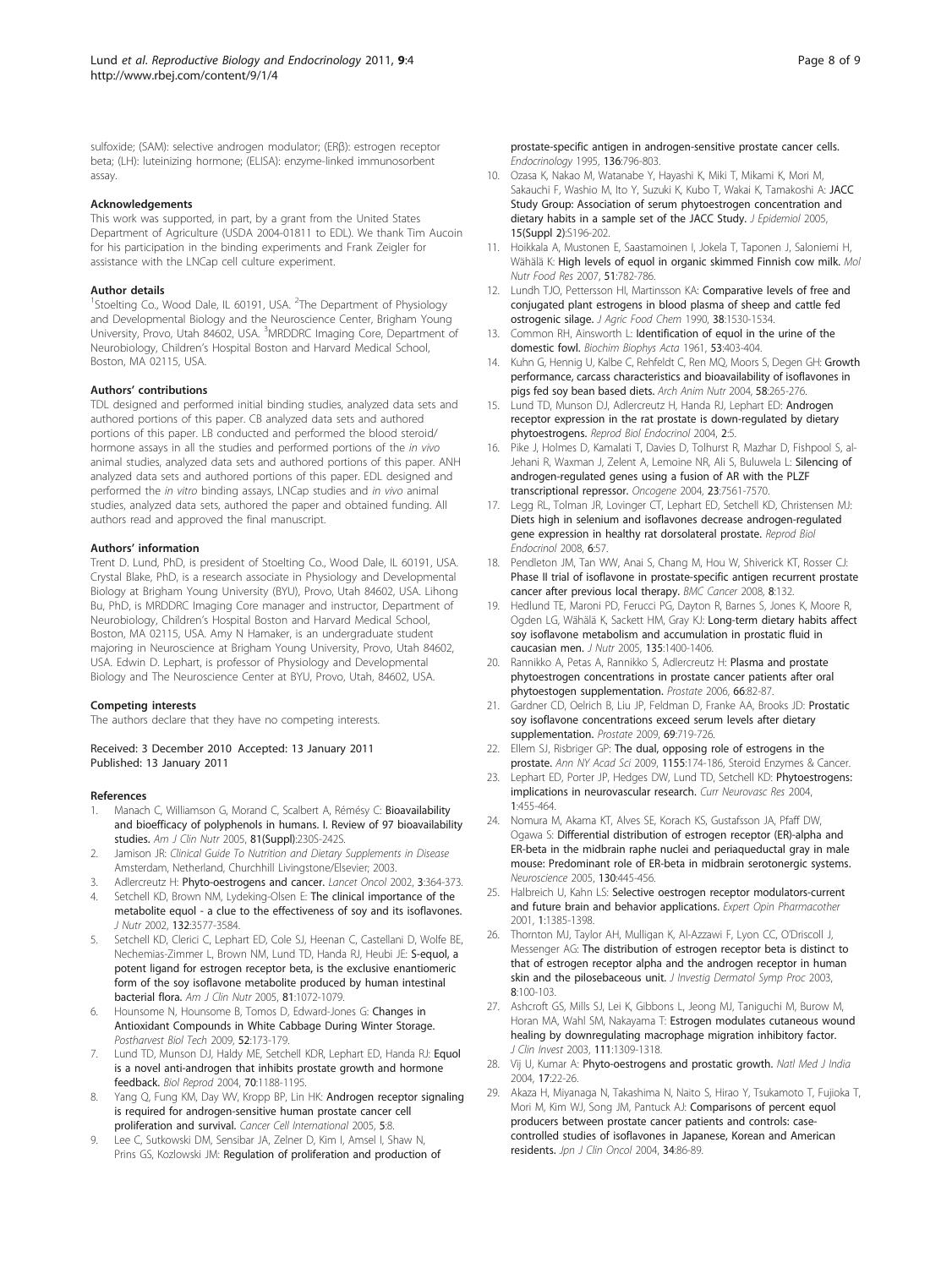sulfoxide; (SAM): selective androgen modulator; (ERβ): estrogen receptor beta; (LH): luteinizing hormone; (ELISA): enzyme-linked immunosorbent assay.

#### Acknowledgements

This work was supported, in part, by a grant from the United States Department of Agriculture (USDA 2004-01811 to EDL). We thank Tim Aucoin for his participation in the binding experiments and Frank Zeigler for assistance with the LNCap cell culture experiment.

#### Author details

[1]Stoelting Co., Wood Dale, IL 60191, USA. [2]The Department of Physiology and Developmental Biology and the Neuroscience Center, Brigham Young University, Provo, Utah 84602, USA. [3]MRDDRC Imaging Core, Department of Neurobiology, Children's Hospital Boston and Harvard Medical School, Boston, MA 02115, USA.

#### Authors' contributions

TDL designed and performed initial binding studies, analyzed data sets and authored portions of this paper. CB analyzed data sets and authored portions of this paper. LB conducted and performed the blood steroid/hormone assays in all the studies and performed portions of the *in vivo* animal studies, analyzed data sets and authored portions of this paper. ANH analyzed data sets and authored portions of this paper. EDL designed and performed the *in vitro* binding assays, LNCap studies and *in vivo* animal studies, analyzed data sets, authored the paper and obtained funding. All authors read and approved the final manuscript.

#### Authors' information

Trent D. Lund, PhD, is president of Stoelting Co., Wood Dale, IL 60191, USA. Crystal Blake, PhD, is a research associate in Physiology and Developmental Biology at Brigham Young University (BYU), Provo, Utah 84602, USA. Lihong Bu, PhD, is MRDDRC Imaging Core manager and instructor, Department of Neurobiology, Children's Hospital Boston and Harvard Medical School, Boston, MA 02115, USA. Amy N Hamaker, is an undergraduate student majoring in Neuroscience at Brigham Young University, Provo, Utah 84602, USA. Edwin D. Lephart, is professor of Physiology and Developmental Biology and The Neuroscience Center at BYU, Provo, Utah, 84602, USA.

#### Competing interests

The authors declare that they have no competing interests.

Received: 3 December 2010 Accepted: 13 January 2011
Published: 13 January 2011

#### References

1. Manach C, Williamson G, Morand C, Scalbert A, Rémésy C: **Bioavailability and bioefficacy of polyphenols in humans. I. Review of 97 bioavailability studies.** *Am J Clin Nutr* 2005, **81(Suppl)**:230S-242S.
2. Jamison JR: *Clinical Guide To Nutrition and Dietary Supplements in Disease* Amsterdam, Netherland, Churchhill Livingstone/Elsevier; 2003.
3. Adlercreutz H: **Phyto-oestrogens and cancer.** *Lancet Oncol* 2002, **3**:364-373.
4. Setchell KD, Brown NM, Lydeking-Olsen E: **The clinical importance of the metabolite equol - a clue to the effectiveness of soy and its isoflavones.** *J Nutr* 2002, **132**:3577-3584.
5. Setchell KD, Clerici C, Lephart ED, Cole SJ, Heenan C, Castellani D, Wolfe BE, Nechemias-Zimmer L, Brown NM, Lund TD, Handa RJ, Heubi JE: **S-equol, a potent ligand for estrogen receptor beta, is the exclusive enantiomeric form of the soy isoflavone metabolite produced by human intestinal bacterial flora.** *Am J Clin Nutr* 2005, **81**:1072-1079.
6. Hounsome N, Hounsome B, Tomos D, Edward-Jones G: **Changes in Antioxidant Compounds in White Cabbage During Winter Storage.** *Postharvest Biol Tech* 2009, **52**:173-179.
7. Lund TD, Munson DJ, Haldy ME, Setchell KDR, Lephart ED, Handa RJ: **Equol is a novel anti-androgen that inhibits prostate growth and hormone feedback.** *Biol Reprod* 2004, **70**:1188-1195.
8. Yang Q, Fung KM, Day WV, Kropp BP, Lin HK: **Androgen receptor signaling is required for androgen-sensitive human prostate cancer cell proliferation and survival.** *Cancer Cell International* 2005, **5**:8.
9. Lee C, Sutkowski DM, Sensibar JA, Zelner D, Kim I, Amsel I, Shaw N, Prins GS, Kozlowski JM: **Regulation of proliferation and production of prostate-specific antigen in androgen-sensitive prostate cancer cells.** *Endocrinology* 1995, **136**:796-803.
10. Ozasa K, Nakao M, Watanabe Y, Hayashi K, Miki T, Mikami K, Mori M, Sakauchi F, Washio M, Ito Y, Suzuki K, Kubo T, Wakai K, Tamakoshi A: **JACC Study Group: Association of serum phytoestrogen concentration and dietary habits in a sample set of the JACC Study.** *J Epidemiol* 2005, **15(Suppl 2)**:S196-202.
11. Hoikkala A, Mustonen E, Saastamoinen I, Jokela T, Taponen J, Saloniemi H, Wähälä K: **High levels of equol in organic skimmed Finnish cow milk.** *Mol Nutr Food Res* 2007, **51**:782-786.
12. Lundh TJO, Pettersson HI, Martinsson KA: **Comparative levels of free and conjugated plant estrogens in blood plasma of sheep and cattle fed ostrogenic silage.** *J Agric Food Chem* 1990, **38**:1530-1534.
13. Common RH, Ainsworth L: **Identification of equol in the urine of the domestic fowl.** *Biochim Biophys Acta* 1961, **53**:403-404.
14. Kuhn G, Hennig U, Kalbe C, Rehfeldt C, Ren MQ, Moors S, Degen GH: **Growth performance, carcass characteristics and bioavailability of isoflavones in pigs fed soy bean based diets.** *Arch Anim Nutr* 2004, **58**:265-276.
15. Lund TD, Munson DJ, Adlercreutz H, Handa RJ, Lephart ED: **Androgen receptor expression in the rat prostate is down-regulated by dietary phytoestrogens.** *Reprod Biol Endocrinol* 2004, **2**:5.
16. Pike J, Holmes D, Kamalati T, Davies D, Tolhurst R, Mazhar D, Fishpool S, al-Jehani R, Waxman J, Zelent A, Lemoine NR, Ali S, Buluwela L: **Silencing of androgen-regulated genes using a fusion of AR with the PLZF transcriptional repressor.** *Oncogene* 2004, **23**:7561-7570.
17. Legg RL, Tolman JR, Lovinger CT, Lephart ED, Setchell KD, Christensen MJ: **Diets high in selenium and isoflavones decrease androgen-regulated gene expression in healthy rat dorsolateral prostate.** *Reprod Biol Endocrinol* 2008, **6**:57.
18. Pendleton JM, Tan WW, Anai S, Chang M, Hou W, Shiverick KT, Rosser CJ: **Phase II trial of isoflavone in prostate-specific antigen recurrent prostate cancer after previous local therapy.** *BMC Cancer* 2008, **8**:132.
19. Hedlund TE, Maroni PD, Ferucci PG, Dayton R, Barnes S, Jones K, Moore R, Ogden LG, Wähälä K, Sackett HM, Gray KJ: **Long-term dietary habits affect soy isoflavone metabolism and accumulation in prostatic fluid in caucasian men.** *J Nutr* 2005, **135**:1400-1406.
20. Rannikko A, Petas A, Rannikko S, Adlercreutz H: **Plasma and prostate phytoestrogen concentrations in prostate cancer patients after oral phytoestogen supplementation.** *Prostate* 2006, **66**:82-87.
21. Gardner CD, Oelrich B, Liu JP, Feldman D, Franke AA, Brooks JD: **Prostatic soy isoflavone concentrations exceed serum levels after dietary supplementation.** *Prostate* 2009, **69**:719-726.
22. Ellem SJ, Risbriger GP: **The dual, opposing role of estrogens in the prostate.** *Ann NY Acad Sci* 2009, **1155**:174-186, Steroid Enzymes & Cancer.
23. Lephart ED, Porter JP, Hedges DW, Lund TD, Setchell KD: **Phytoestrogens: implications in neurovascular research.** *Curr Neurovasc Res* 2004, **1**:455-464.
24. Nomura M, Akama KT, Alves SE, Korach KS, Gustafsson JA, Pfaff DW, Ogawa S: **Differential distribution of estrogen receptor (ER)-alpha and ER-beta in the midbrain raphe nuclei and periaqueductal gray in male mouse: Predominant role of ER-beta in midbrain serotonergic systems.** *Neuroscience* 2005, **130**:445-456.
25. Halbreich U, Kahn LS: **Selective oestrogen receptor modulators-current and future brain and behavior applications.** *Expert Opin Pharmacother* 2001, **1**:1385-1398.
26. Thornton MJ, Taylor AH, Mulligan K, Al-Azzawi F, Lyon CC, O'Driscoll J, Messenger AG: **The distribution of estrogen receptor beta is distinct to that of estrogen receptor alpha and the androgen receptor in human skin and the pilosebaceous unit.** *J Investig Dermatol Symp Proc* 2003, **8**:100-103.
27. Ashcroft GS, Mills SJ, Lei K, Gibbons L, Jeong MJ, Taniguchi M, Burow M, Horan MA, Wahl SM, Nakayama T: **Estrogen modulates cutaneous wound healing by downregulating macrophage migration inhibitory factor.** *J Clin Invest* 2003, **111**:1309-1318.
28. Vij U, Kumar A: **Phyto-oestrogens and prostatic growth.** *Natl Med J India* 2004, **17**:22-26.
29. Akaza H, Miyanaga N, Takashima N, Naito S, Hirao Y, Tsukamoto T, Fujioka T, Mori M, Kim WJ, Song JM, Pantuck AJ: **Comparisons of percent equol producers between prostate cancer patients and controls: case-controlled studies of isoflavones in Japanese, Korean and American residents.** *Jpn J Clin Oncol* 2004, **34**:86-89.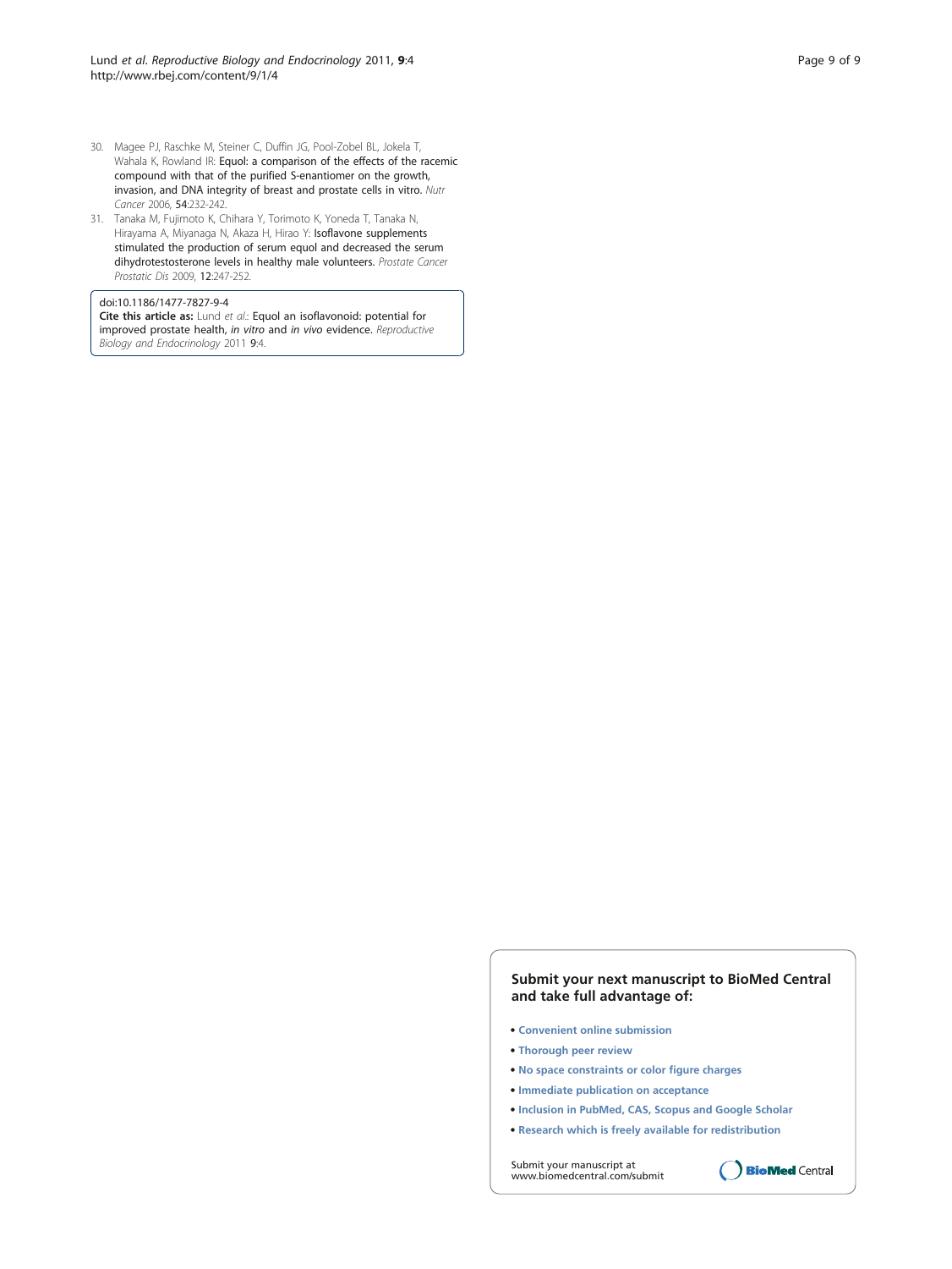30. Magee PJ, Raschke M, Steiner C, Duffin JG, Pool-Zobel BL, Jokela T, Wahala K, Rowland IR: **Equol: a comparison of the effects of the racemic compound with that of the purified S-enantiomer on the growth, invasion, and DNA integrity of breast and prostate cells in vitro.** *Nutr Cancer* 2006, **54**:232-242.
31. Tanaka M, Fujimoto K, Chihara Y, Torimoto K, Yoneda T, Tanaka N, Hirayama A, Miyanaga N, Akaza H, Hirao Y: **Isoflavone supplements stimulated the production of serum equol and decreased the serum dihydrotestosterone levels in healthy male volunteers.** *Prostate Cancer Prostatic Dis* 2009, **12**:247-252.

doi:10.1186/1477-7827-9-4

**Cite this article as:** Lund *et al.*: Equol an isoflavonoid: potential for improved prostate health, *in vitro* and *in vivo* evidence. *Reproductive Biology and Endocrinology* 2011 **9**:4.

**Submit your next manuscript to BioMed Central and take full advantage of:**

- **Convenient online submission**
- **Thorough peer review**
- **No space constraints or color figure charges**
- **Immediate publication on acceptance**
- **Inclusion in PubMed, CAS, Scopus and Google Scholar**
- **Research which is freely available for redistribution**

Submit your manuscript at www.biomedcentral.com/submit

BioMed Central